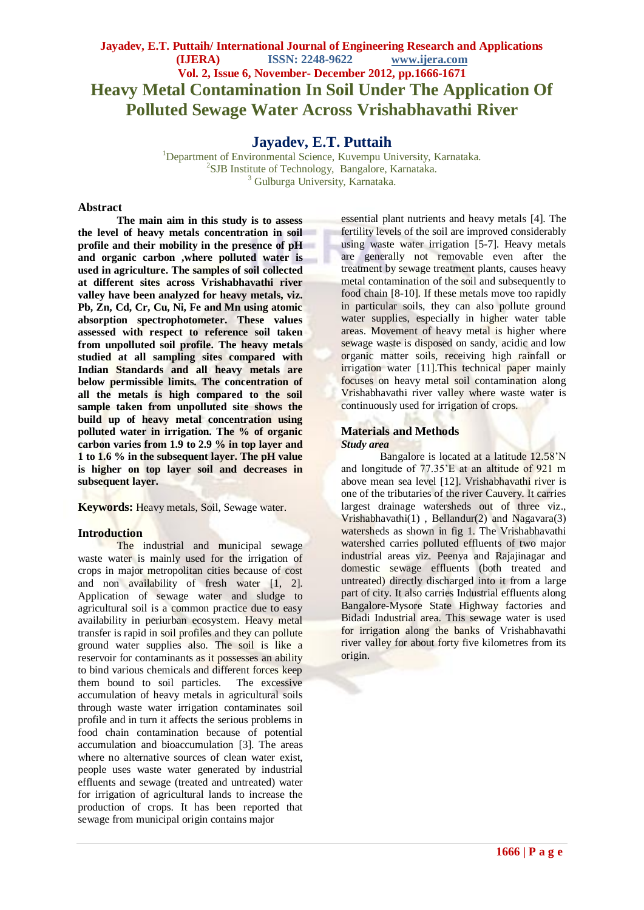# Heavy Metal Contamination In Soil Under The Application Of Polluted Sewage Water Across Vrishabhavathi River

**Jayadev, E.T. Puttaih**

[1]Department of Environmental Science, Kuvempu University, Karnataka.
[2]SJB Institute of Technology, Bangalore, Karnataka.
[3] Gulburga University, Karnataka.

## Abstract

**The main aim in this study is to assess the level of heavy metals concentration in soil profile and their mobility in the presence of pH and organic carbon ,where polluted water is used in agriculture. The samples of soil collected at different sites across Vrishabhavathi river valley have been analyzed for heavy metals, viz. Pb, Zn, Cd, Cr, Cu, Ni, Fe and Mn using atomic absorption spectrophotometer. These values assessed with respect to reference soil taken from unpolluted soil profile. The heavy metals studied at all sampling sites compared with Indian Standards and all heavy metals are below permissible limits. The concentration of all the metals is high compared to the soil sample taken from unpolluted site shows the build up of heavy metal concentration using polluted water in irrigation. The % of organic carbon varies from 1.9 to 2.9 % in top layer and 1 to 1.6 % in the subsequent layer. The pH value is higher on top layer soil and decreases in subsequent layer.**

**Keywords:** Heavy metals, Soil, Sewage water.

## Introduction

The industrial and municipal sewage waste water is mainly used for the irrigation of crops in major metropolitan cities because of cost and non availability of fresh water [1, 2]. Application of sewage water and sludge to agricultural soil is a common practice due to easy availability in periurban ecosystem. Heavy metal transfer is rapid in soil profiles and they can pollute ground water supplies also. The soil is like a reservoir for contaminants as it possesses an ability to bind various chemicals and different forces keep them bound to soil particles. The excessive accumulation of heavy metals in agricultural soils through waste water irrigation contaminates soil profile and in turn it affects the serious problems in food chain contamination because of potential accumulation and bioaccumulation [3]. The areas where no alternative sources of clean water exist, people uses waste water generated by industrial effluents and sewage (treated and untreated) water for irrigation of agricultural lands to increase the production of crops. It has been reported that sewage from municipal origin contains major essential plant nutrients and heavy metals [4]. The fertility levels of the soil are improved considerably using waste water irrigation [5-7]. Heavy metals are generally not removable even after the treatment by sewage treatment plants, causes heavy metal contamination of the soil and subsequently to food chain [8-10]. If these metals move too rapidly in particular soils, they can also pollute ground water supplies, especially in higher water table areas. Movement of heavy metal is higher where sewage waste is disposed on sandy, acidic and low organic matter soils, receiving high rainfall or irrigation water [11].This technical paper mainly focuses on heavy metal soil contamination along Vrishabhavathi river valley where waste water is continuously used for irrigation of crops.

## Materials and Methods

***Study area***

Bangalore is located at a latitude 12.58'N and longitude of 77.35'E at an altitude of 921 m above mean sea level [12]. Vrishabhavathi river is one of the tributaries of the river Cauvery. It carries largest drainage watersheds out of three viz., Vrishabhavathi(1) , Bellandur(2) and Nagavara(3) watersheds as shown in fig 1. The Vrishabhavathi watershed carries polluted effluents of two major industrial areas viz. Peenya and Rajajinagar and domestic sewage effluents (both treated and untreated) directly discharged into it from a large part of city. It also carries Industrial effluents along Bangalore-Mysore State Highway factories and Bidadi Industrial area. This sewage water is used for irrigation along the banks of Vrishabhavathi river valley for about forty five kilometres from its origin.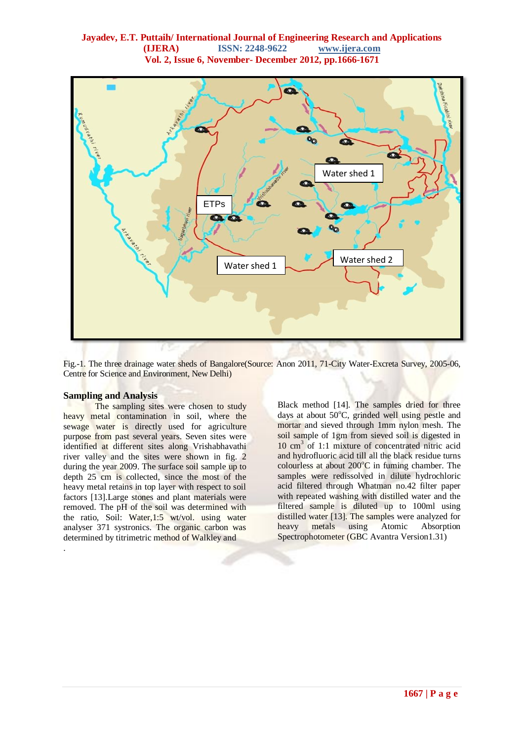Fig.-1. The three drainage water sheds of Bangalore(Source: Anon 2011, 71-City Water-Excreta Survey, 2005-06, Centre for Science and Environment, New Delhi)

## Sampling and Analysis

The sampling sites were chosen to study heavy metal contamination in soil, where the sewage water is directly used for agriculture purpose from past several years. Seven sites were identified at different sites along Vrishabhavathi river valley and the sites were shown in fig. 2 during the year 2009. The surface soil sample up to depth 25 cm is collected, since the most of the heavy metal retains in top layer with respect to soil factors [13].Large stones and plant materials were removed. The pH of the soil was determined with the ratio, Soil: Water,1:5 wt/vol. using water analyser 371 systronics. The organic carbon was determined by titrimetric method of Walkley and Black method [14]. The samples dried for three days at about 50°C, grinded well using pestle and mortar and sieved through 1mm nylon mesh. The soil sample of 1gm from sieved soil is digested in 10 $cm^3$ of 1:1 mixture of concentrated nitric acid and hydrofluoric acid till all the black residue turns colourless at about 200°C in fuming chamber. The samples were redissolved in dilute hydrochloric acid filtered through Whatman no.42 filter paper with repeated washing with distilled water and the filtered sample is diluted up to 100ml using distilled water [13]. The samples were analyzed for heavy metals using Atomic Absorption Spectrophotometer (GBC Avantra Version1.31)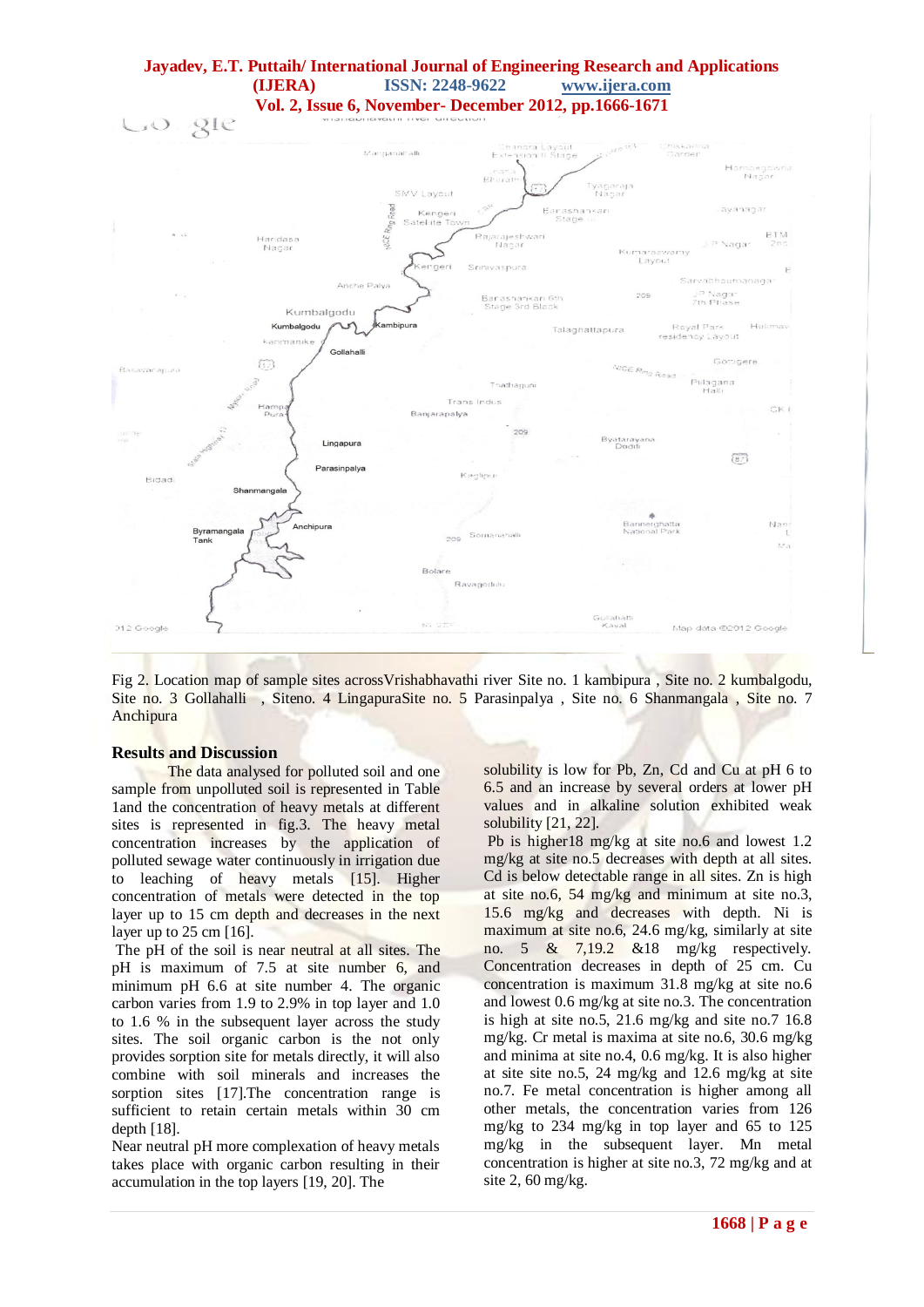Fig 2. Location map of sample sites acrossVrishabhavathi river Site no. 1 kambipura , Site no. 2 kumbalgodu, Site no. 3 Gollahalli , Siteno. 4 LingapuraSite no. 5 Parasinpalya , Site no. 6 Shanmangala , Site no. 7 Anchipura

## Results and Discussion

The data analysed for polluted soil and one sample from unpolluted soil is represented in Table 1and the concentration of heavy metals at different sites is represented in fig.3. The heavy metal concentration increases by the application of polluted sewage water continuously in irrigation due to leaching of heavy metals [15]. Higher concentration of metals were detected in the top layer up to 15 cm depth and decreases in the next layer up to 25 cm [16].

The pH of the soil is near neutral at all sites. The pH is maximum of 7.5 at site number 6, and minimum pH 6.6 at site number 4. The organic carbon varies from 1.9 to 2.9% in top layer and 1.0 to 1.6 % in the subsequent layer across the study sites. The soil organic carbon is the not only provides sorption site for metals directly, it will also combine with soil minerals and increases the sorption sites [17].The concentration range is sufficient to retain certain metals within 30 cm depth [18].

Near neutral pH more complexation of heavy metals takes place with organic carbon resulting in their accumulation in the top layers [19, 20]. The solubility is low for Pb, Zn, Cd and Cu at pH 6 to 6.5 and an increase by several orders at lower pH values and in alkaline solution exhibited weak solubility [21, 22].

Pb is higher18 mg/kg at site no.6 and lowest 1.2 mg/kg at site no.5 decreases with depth at all sites. Cd is below detectable range in all sites. Zn is high at site no.6, 54 mg/kg and minimum at site no.3, 15.6 mg/kg and decreases with depth. Ni is maximum at site no.6, 24.6 mg/kg, similarly at site no. 5 & 7,19.2 &18 mg/kg respectively. Concentration decreases in depth of 25 cm. Cu concentration is maximum 31.8 mg/kg at site no.6 and lowest 0.6 mg/kg at site no.3. The concentration is high at site no.5, 21.6 mg/kg and site no.7 16.8 mg/kg. Cr metal is maxima at site no.6, 30.6 mg/kg and minima at site no.4, 0.6 mg/kg. It is also higher at site site no.5, 24 mg/kg and 12.6 mg/kg at site no.7. Fe metal concentration is higher among all other metals, the concentration varies from 126 mg/kg to 234 mg/kg in top layer and 65 to 125 mg/kg in the subsequent layer. Mn metal concentration is higher at site no.3, 72 mg/kg and at site 2, 60 mg/kg.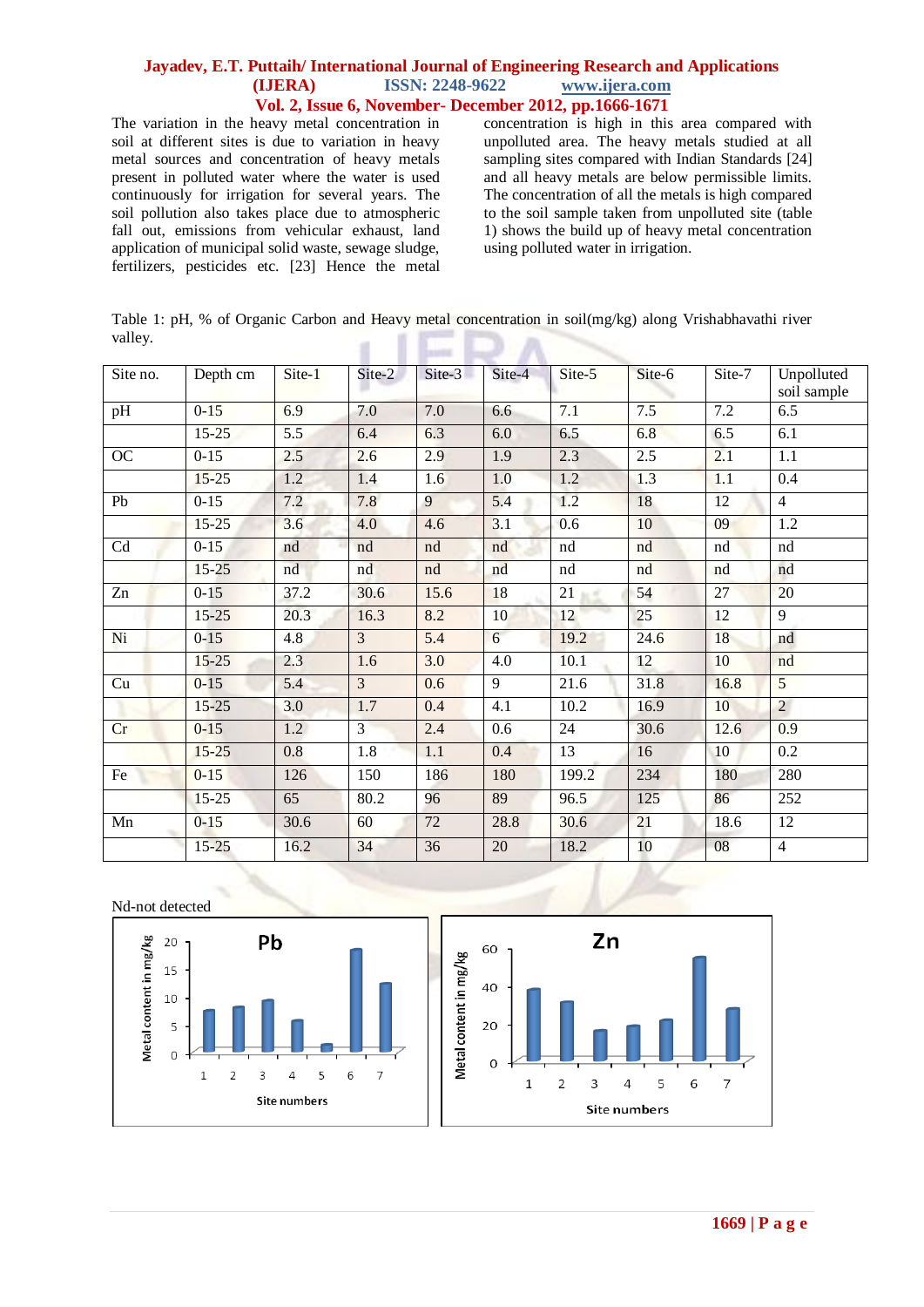The variation in the heavy metal concentration in soil at different sites is due to variation in heavy metal sources and concentration of heavy metals present in polluted water where the water is used continuously for irrigation for several years. The soil pollution also takes place due to atmospheric fall out, emissions from vehicular exhaust, land application of municipal solid waste, sewage sludge, fertilizers, pesticides etc. [23] Hence the metal concentration is high in this area compared with unpolluted area. The heavy metals studied at all sampling sites compared with Indian Standards [24] and all heavy metals are below permissible limits. The concentration of all the metals is high compared to the soil sample taken from unpolluted site (table 1) shows the build up of heavy metal concentration using polluted water in irrigation.

Table 1: pH, % of Organic Carbon and Heavy metal concentration in soil(mg/kg) along Vrishabhavathi river valley.

| Site no. | Depth cm | Site-1 | Site-2 | Site-3 | Site-4 | Site-5 | Site-6 | Site-7 | Unpolluted soil sample |
|---|---|---|---|---|---|---|---|---|---|
| pH | 0-15 | 6.9 | 7.0 | 7.0 | 6.6 | 7.1 | 7.5 | 7.2 | 6.5 |
| | 15-25 | 5.5 | 6.4 | 6.3 | 6.0 | 6.5 | 6.8 | 6.5 | 6.1 |
| OC | 0-15 | 2.5 | 2.6 | 2.9 | 1.9 | 2.3 | 2.5 | 2.1 | 1.1 |
| | 15-25 | 1.2 | 1.4 | 1.6 | 1.0 | 1.2 | 1.3 | 1.1 | 0.4 |
| Pb | 0-15 | 7.2 | 7.8 | 9 | 5.4 | 1.2 | 18 | 12 | 4 |
| | 15-25 | 3.6 | 4.0 | 4.6 | 3.1 | 0.6 | 10 | 09 | 1.2 |
| Cd | 0-15 | nd | nd | nd | nd | nd | nd | nd | nd |
| | 15-25 | nd | nd | nd | nd | nd | nd | nd | nd |
| Zn | 0-15 | 37.2 | 30.6 | 15.6 | 18 | 21 | 54 | 27 | 20 |
| | 15-25 | 20.3 | 16.3 | 8.2 | 10 | 12 | 25 | 12 | 9 |
| Ni | 0-15 | 4.8 | 3 | 5.4 | 6 | 19.2 | 24.6 | 18 | nd |
| | 15-25 | 2.3 | 1.6 | 3.0 | 4.0 | 10.1 | 12 | 10 | nd |
| Cu | 0-15 | 5.4 | 3 | 0.6 | 9 | 21.6 | 31.8 | 16.8 | 5 |
| | 15-25 | 3.0 | 1.7 | 0.4 | 4.1 | 10.2 | 16.9 | 10 | 2 |
| Cr | 0-15 | 1.2 | 3 | 2.4 | 0.6 | 24 | 30.6 | 12.6 | 0.9 |
| | 15-25 | 0.8 | 1.8 | 1.1 | 0.4 | 13 | 16 | 10 | 0.2 |
| Fe | 0-15 | 126 | 150 | 186 | 180 | 199.2 | 234 | 180 | 280 |
| | 15-25 | 65 | 80.2 | 96 | 89 | 96.5 | 125 | 86 | 252 |
| Mn | 0-15 | 30.6 | 60 | 72 | 28.8 | 30.6 | 21 | 18.6 | 12 |
| | 15-25 | 16.2 | 34 | 36 | 20 | 18.2 | 10 | 08 | 4 |

Nd-not detected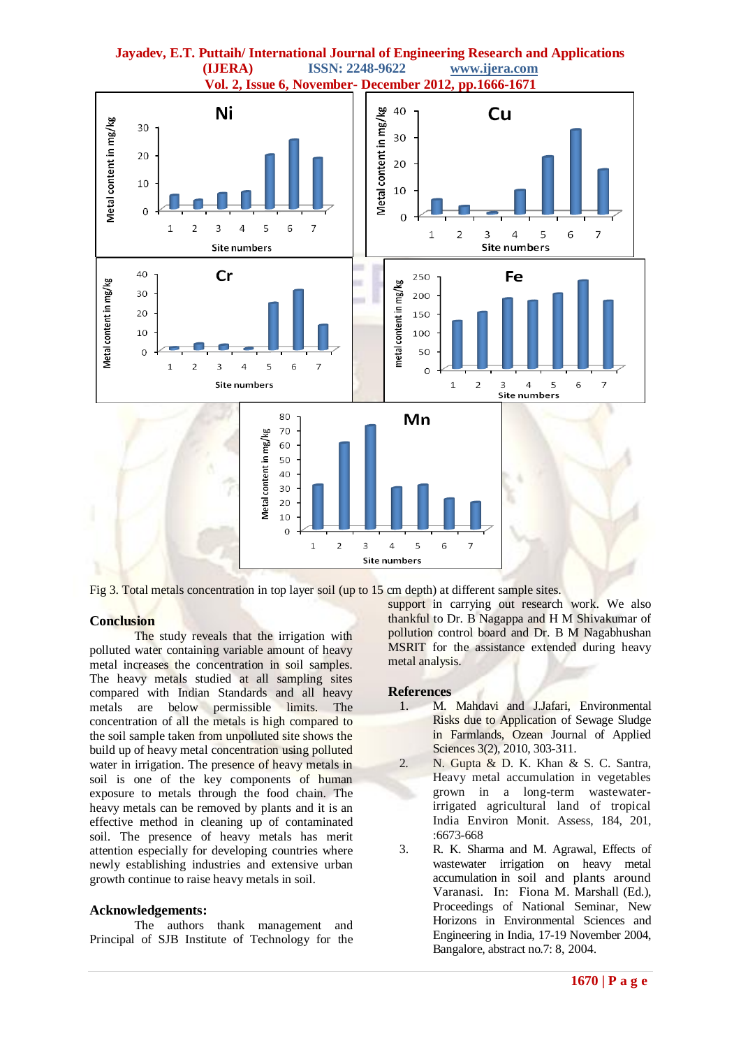Fig 3. Total metals concentration in top layer soil (up to 15 cm depth) at different sample sites.

## Conclusion

The study reveals that the irrigation with polluted water containing variable amount of heavy metal increases the concentration in soil samples. The heavy metals studied at all sampling sites compared with Indian Standards and all heavy metals are below permissible limits. The concentration of all the metals is high compared to the soil sample taken from unpolluted site shows the build up of heavy metal concentration using polluted water in irrigation. The presence of heavy metals in soil is one of the key components of human exposure to metals through the food chain. The heavy metals can be removed by plants and it is an effective method in cleaning up of contaminated soil. The presence of heavy metals has merit attention especially for developing countries where newly establishing industries and extensive urban growth continue to raise heavy metals in soil.

## Acknowledgements:

The authors thank management and Principal of SJB Institute of Technology for the support in carrying out research work. We also thankful to Dr. B Nagappa and H M Shivakumar of pollution control board and Dr. B M Nagabhushan MSRIT for the assistance extended during heavy metal analysis.

## References

1. M. Mahdavi and J.Jafari, Environmental Risks due to Application of Sewage Sludge in Farmlands, Ozean Journal of Applied Sciences 3(2), 2010, 303-311.
2. N. Gupta & D. K. Khan & S. C. Santra, Heavy metal accumulation in vegetables grown in a long-term wastewater-irrigated agricultural land of tropical India Environ Monit. Assess, 184, 201, :6673-668
3. R. K. Sharma and M. Agrawal, Effects of wastewater irrigation on heavy metal accumulation in soil and plants around Varanasi. In: Fiona M. Marshall (Ed.), Proceedings of National Seminar, New Horizons in Environmental Sciences and Engineering in India, 17-19 November 2004, Bangalore, abstract no.7: 8, 2004.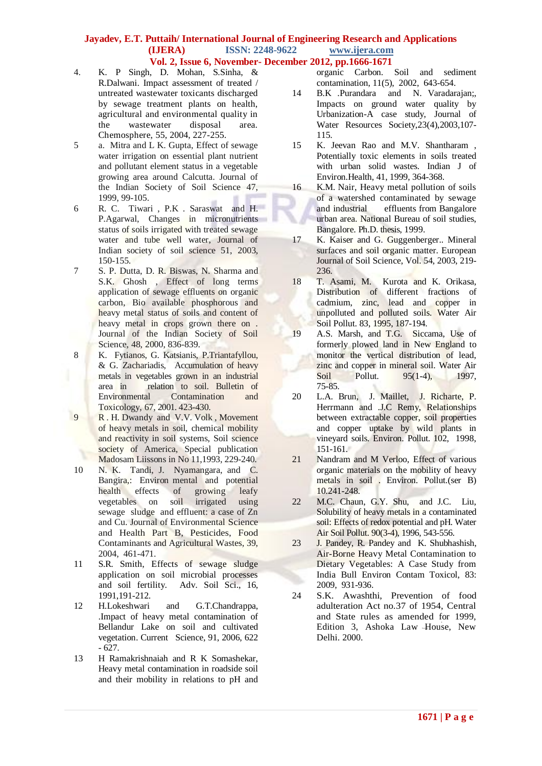4. K. P Singh, D. Mohan, S.Sinha, & R.Dalwani. Impact assessment of treated / untreated wastewater toxicants discharged by sewage treatment plants on health, agricultural and environmental quality in the wastewater disposal area. Chemosphere, 55, 2004, 227-255.
5. a. Mitra and L K. Gupta, Effect of sewage water irrigation on essential plant nutrient and pollutant element status in a vegetable growing area around Calcutta. Journal of the Indian Society of Soil Science 47, 1999, 99-105.
6. R. C. Tiwari , P.K . Saraswat and H. P.Agarwal, Changes in micronutrients status of soils irrigated with treated sewage water and tube well water, Journal of Indian society of soil science 51, 2003, 150-155.
7. S. P. Dutta, D. R. Biswas, N. Sharma and S.K. Ghosh , Effect of long terms application of sewage effluents on organic carbon, Bio available phosphorous and heavy metal status of soils and content of heavy metal in crops grown there on . Journal of the Indian Society of Soil Science, 48, 2000, 836-839.
8. K. Fytianos, G. Katsianis, P.Triantafyllou, & G. Zachariadis, Accumulation of heavy metals in vegetables grown in an industrial area in relation to soil. Bulletin of Environmental Contamination and Toxicology, 67, 2001. 423-430.
9. R . H. Dwandy and V.V. Volk , Movement of heavy metals in soil, chemical mobility and reactivity in soil systems, Soil science society of America, Special publication Madosam Liissons in No 11,1993, 229-240.
10. N. K. Tandi, J. Nyamangara, and C. Bangira,: Environ mental and potential health effects of growing leafy vegetables on soil irrigated using sewage sludge and effluent: a case of Zn and Cu. Journal of Environmental Science and Health Part B, Pesticides, Food Contaminants and Agricultural Wastes, 39, 2004, 461-471.
11. S.R. Smith, Effects of sewage sludge application on soil microbial processes and soil fertility. Adv. Soil Sci., 16, 1991,191-212.
12. H.Lokeshwari and G.T.Chandrappa, .Impact of heavy metal contamination of Bellandur Lake on soil and cultivated vegetation. Current Science, 91, 2006, 622 - 627.
13. H Ramakrishnaiah and R K Somashekar, Heavy metal contamination in roadside soil and their mobility in relations to pH and organic Carbon. Soil and sediment contamination, 11(5), 2002, 643-654.
14. B.K .Purandara and N. Varadarajan;, Impacts on ground water quality by Urbanization-A case study, Journal of Water Resources Society,23(4),2003,107-115.
15. K. Jeevan Rao and M.V. Shantharam , Potentially toxic elements in soils treated with urban solid wastes. Indian J of Environ.Health, 41, 1999, 364-368.
16. K.M. Nair, Heavy metal pollution of soils of a watershed contaminated by sewage and industrial effluents from Bangalore urban area. National Bureau of soil studies, Bangalore. Ph.D. thesis, 1999.
17. K. Kaiser and G. Guggenberger.. Mineral surfaces and soil organic matter. European Journal of Soil Science, Vol. 54, 2003, 219-236.
18. T. Asami, M. Kurota and K. Orikasa, Distribution of different fractions of cadmium, zinc, lead and copper in unpolluted and polluted soils. Water Air Soil Pollut. 83, 1995, 187-194.
19. A.S. Marsh, and T.G. Siccama, Use of formerly plowed land in New England to monitor the vertical distribution of lead, zinc and copper in mineral soil. Water Air Soil Pollut. 95(1-4), 1997, 75-85.
20. L.A. Brun, J. Maillet, J. Richarte, P. Herrmann and .J.C Remy, Relationships between extractable copper, soil properties and copper uptake by wild plants in vineyard soils. Environ. Pollut. 102, 1998, 151-161.
21. Nandram and M Verloo, Effect of various organic materials on the mobility of heavy metals in soil . Environ. Pollut.(ser B) 10.241-248.
22. M.C. Chaun, G.Y. Shu, and J.C. Liu, Solubility of heavy metals in a contaminated soil: Effects of redox potential and pH. Water Air Soil Pollut. 90(3-4), 1996, 543-556.
23. J. Pandey, R. Pandey and K. Shubhashish, Air-Borne Heavy Metal Contamination to Dietary Vegetables: A Case Study from India Bull Environ Contam Toxicol, 83: 2009, 931-936.
24. S.K. Awashthi, Prevention of food adulteration Act no.37 of 1954, Central and State rules as amended for 1999, Edition 3, Ashoka Law House, New Delhi. 2000.